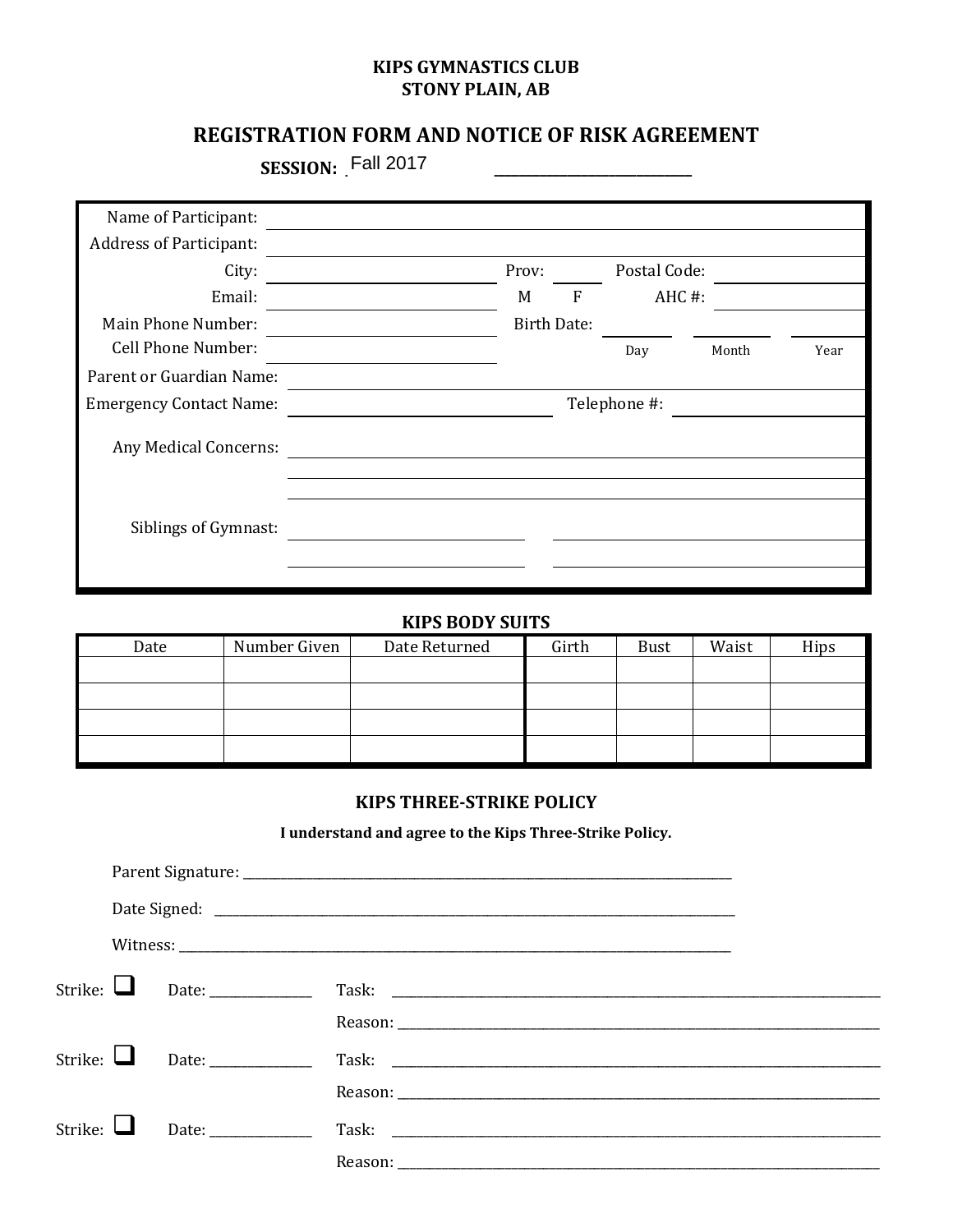**KIPS GYMNASTICS CLUB**
**STONY PLAIN, AB**

## REGISTRATION FORM AND NOTICE OF RISK AGREEMENT

**SESSION:** Fall 2017 ____________________

Name of Participant: ____________________

Address of Participant: ____________________

City: ____________________ Prov: ________ Postal Code: ____________

Email: ____________________ M F AHC #: ____________

Main Phone Number: ____________________ Birth Date: ________ ________ ________ (Day Month Year)

Cell Phone Number: ____________________

Parent or Guardian Name: ____________________

Emergency Contact Name: ____________________ Telephone #: ____________

Any Medical Concerns: ____________________

____________________

____________________

Siblings of Gymnast: ____________________ ____________________

____________________ ____________________

### KIPS BODY SUITS

| Date | Number Given | Date Returned | Girth | Bust | Waist | Hips |
|---|---|---|---|---|---|---|
| | | | | | | |
| | | | | | | |
| | | | | | | |
| | | | | | | |

### KIPS THREE-STRIKE POLICY

**I understand and agree to the Kips Three-Strike Policy.**

Parent Signature: ____________________

Date Signed: ____________________

Witness: ____________________

Strike: ❑ Date: ____________ Task: ____________________

Reason: ____________________

Strike: ❑ Date: ____________ Task: ____________________

Reason: ____________________

Strike: ❑ Date: ____________ Task: ____________________

Reason: ____________________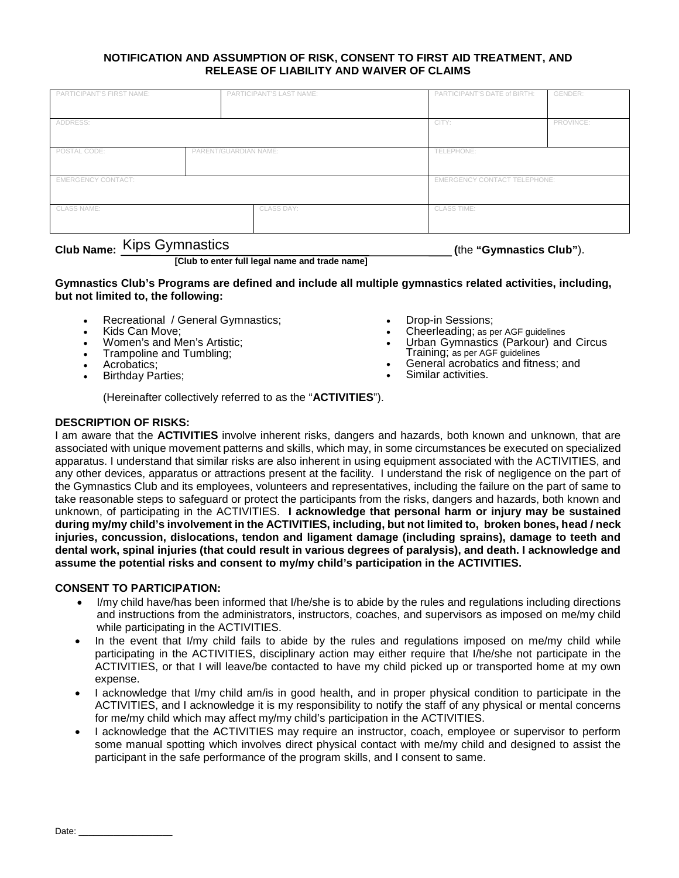## NOTIFICATION AND ASSUMPTION OF RISK, CONSENT TO FIRST AID TREATMENT, AND RELEASE OF LIABILITY AND WAIVER OF CLAIMS

| PARTICIPANT'S FIRST NAME: | PARTICIPANT'S LAST NAME: | PARTICIPANT'S DATE of BIRTH: | GENDER: |
|---|---|---|---|
| ADDRESS: | | CITY: | PROVINCE: |
| POSTAL CODE: | PARENT/GUARDIAN NAME: | TELEPHONE: | |
| EMERGENCY CONTACT: | | EMERGENCY CONTACT TELEPHONE: | |
| CLASS NAME: | CLASS DAY: | CLASS TIME: | |

**Club Name:** Kips Gymnastics ____ **(**the **"Gymnastics Club"**).
**[Club to enter full legal name and trade name]**

**Gymnastics Club's Programs are defined and include all multiple gymnastics related activities, including, but not limited to, the following:**

- Recreational / General Gymnastics;
- Kids Can Move;
- Women's and Men's Artistic;
- Trampoline and Tumbling;
- Acrobatics;
- Birthday Parties;
- Drop-in Sessions;
- Cheerleading; as per AGF guidelines
- Urban Gymnastics (Parkour) and Circus Training; as per AGF guidelines
- General acrobatics and fitness; and
- Similar activities.

(Hereinafter collectively referred to as the "**ACTIVITIES**").

**DESCRIPTION OF RISKS:**
I am aware that the **ACTIVITIES** involve inherent risks, dangers and hazards, both known and unknown, that are associated with unique movement patterns and skills, which may, in some circumstances be executed on specialized apparatus. I understand that similar risks are also inherent in using equipment associated with the ACTIVITIES, and any other devices, apparatus or attractions present at the facility. I understand the risk of negligence on the part of the Gymnastics Club and its employees, volunteers and representatives, including the failure on the part of same to take reasonable steps to safeguard or protect the participants from the risks, dangers and hazards, both known and unknown, of participating in the ACTIVITIES. **I acknowledge that personal harm or injury may be sustained during my/my child's involvement in the ACTIVITIES, including, but not limited to, broken bones, head / neck injuries, concussion, dislocations, tendon and ligament damage (including sprains), damage to teeth and dental work, spinal injuries (that could result in various degrees of paralysis), and death. I acknowledge and assume the potential risks and consent to my/my child's participation in the ACTIVITIES.**

**CONSENT TO PARTICIPATION:**

- I/my child have/has been informed that I/he/she is to abide by the rules and regulations including directions and instructions from the administrators, instructors, coaches, and supervisors as imposed on me/my child while participating in the ACTIVITIES.
- In the event that I/my child fails to abide by the rules and regulations imposed on me/my child while participating in the ACTIVITIES, disciplinary action may either require that I/he/she not participate in the ACTIVITIES, or that I will leave/be contacted to have my child picked up or transported home at my own expense.
- I acknowledge that I/my child am/is in good health, and in proper physical condition to participate in the ACTIVITIES, and I acknowledge it is my responsibility to notify the staff of any physical or mental concerns for me/my child which may affect my/my child's participation in the ACTIVITIES.
- I acknowledge that the ACTIVITIES may require an instructor, coach, employee or supervisor to perform some manual spotting which involves direct physical contact with me/my child and designed to assist the participant in the safe performance of the program skills, and I consent to same.

Date: ___________________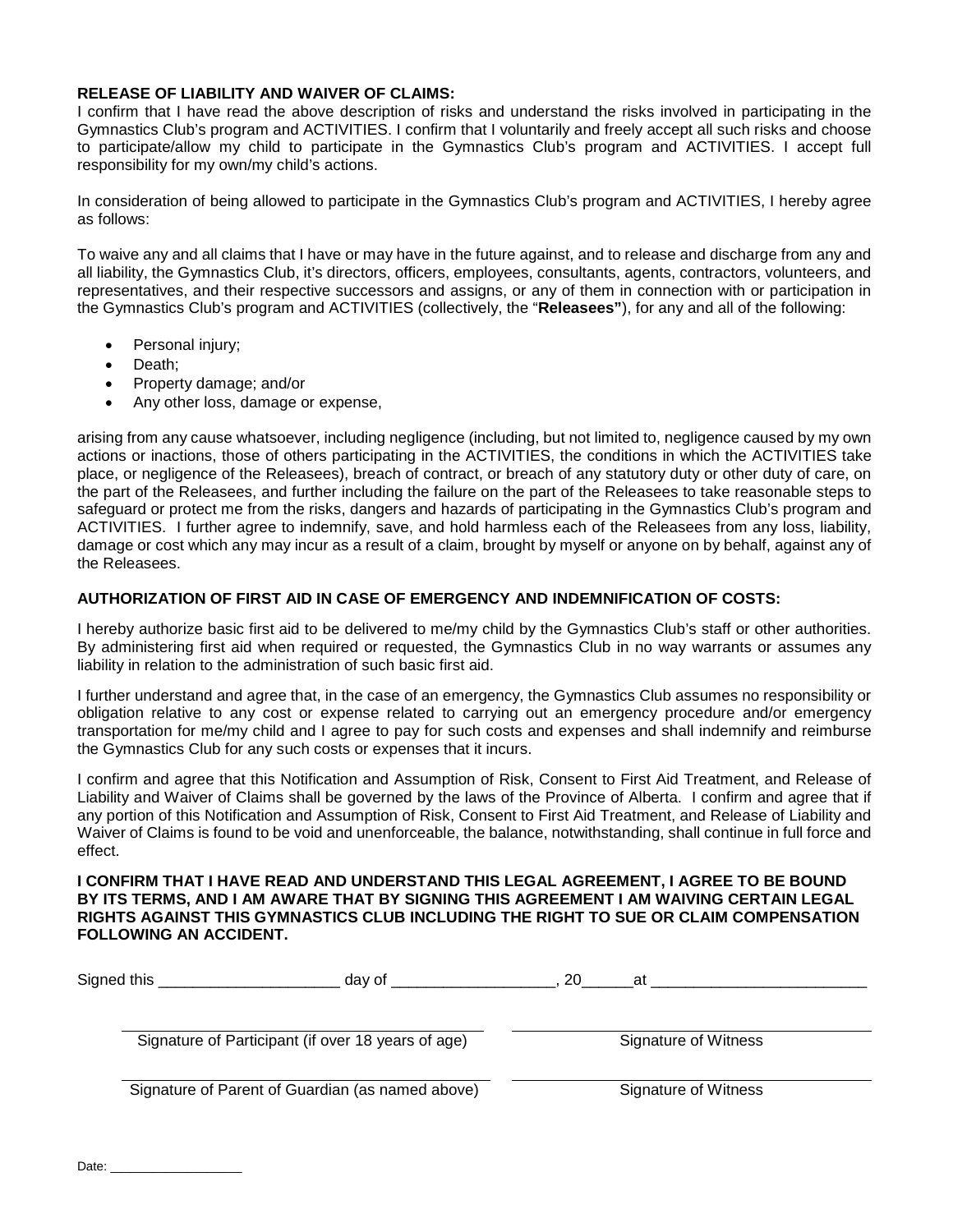**RELEASE OF LIABILITY AND WAIVER OF CLAIMS:**
I confirm that I have read the above description of risks and understand the risks involved in participating in the Gymnastics Club's program and ACTIVITIES. I confirm that I voluntarily and freely accept all such risks and choose to participate/allow my child to participate in the Gymnastics Club's program and ACTIVITIES. I accept full responsibility for my own/my child's actions.

In consideration of being allowed to participate in the Gymnastics Club's program and ACTIVITIES, I hereby agree as follows:

To waive any and all claims that I have or may have in the future against, and to release and discharge from any and all liability, the Gymnastics Club, it's directors, officers, employees, consultants, agents, contractors, volunteers, and representatives, and their respective successors and assigns, or any of them in connection with or participation in the Gymnastics Club's program and ACTIVITIES (collectively, the "**Releasees"**), for any and all of the following:

- Personal injury;
- Death;
- Property damage; and/or
- Any other loss, damage or expense,

arising from any cause whatsoever, including negligence (including, but not limited to, negligence caused by my own actions or inactions, those of others participating in the ACTIVITIES, the conditions in which the ACTIVITIES take place, or negligence of the Releasees), breach of contract, or breach of any statutory duty or other duty of care, on the part of the Releasees, and further including the failure on the part of the Releasees to take reasonable steps to safeguard or protect me from the risks, dangers and hazards of participating in the Gymnastics Club's program and ACTIVITIES. I further agree to indemnify, save, and hold harmless each of the Releasees from any loss, liability, damage or cost which any may incur as a result of a claim, brought by myself or anyone on by behalf, against any of the Releasees.

**AUTHORIZATION OF FIRST AID IN CASE OF EMERGENCY AND INDEMNIFICATION OF COSTS:**

I hereby authorize basic first aid to be delivered to me/my child by the Gymnastics Club's staff or other authorities. By administering first aid when required or requested, the Gymnastics Club in no way warrants or assumes any liability in relation to the administration of such basic first aid.

I further understand and agree that, in the case of an emergency, the Gymnastics Club assumes no responsibility or obligation relative to any cost or expense related to carrying out an emergency procedure and/or emergency transportation for me/my child and I agree to pay for such costs and expenses and shall indemnify and reimburse the Gymnastics Club for any such costs or expenses that it incurs.

I confirm and agree that this Notification and Assumption of Risk, Consent to First Aid Treatment, and Release of Liability and Waiver of Claims shall be governed by the laws of the Province of Alberta. I confirm and agree that if any portion of this Notification and Assumption of Risk, Consent to First Aid Treatment, and Release of Liability and Waiver of Claims is found to be void and unenforceable, the balance, notwithstanding, shall continue in full force and effect.

**I CONFIRM THAT I HAVE READ AND UNDERSTAND THIS LEGAL AGREEMENT, I AGREE TO BE BOUND BY ITS TERMS, AND I AM AWARE THAT BY SIGNING THIS AGREEMENT I AM WAIVING CERTAIN LEGAL RIGHTS AGAINST THIS GYMNASTICS CLUB INCLUDING THE RIGHT TO SUE OR CLAIM COMPENSATION FOLLOWING AN ACCIDENT.**

Signed this ____________________ day of __________________, 20______at ________________________

| ______________________________ | ______________________________ |
|---|---|
| Signature of Participant (if over 18 years of age) | Signature of Witness |
| Signature of Parent of Guardian (as named above) | Signature of Witness |

Date: __________________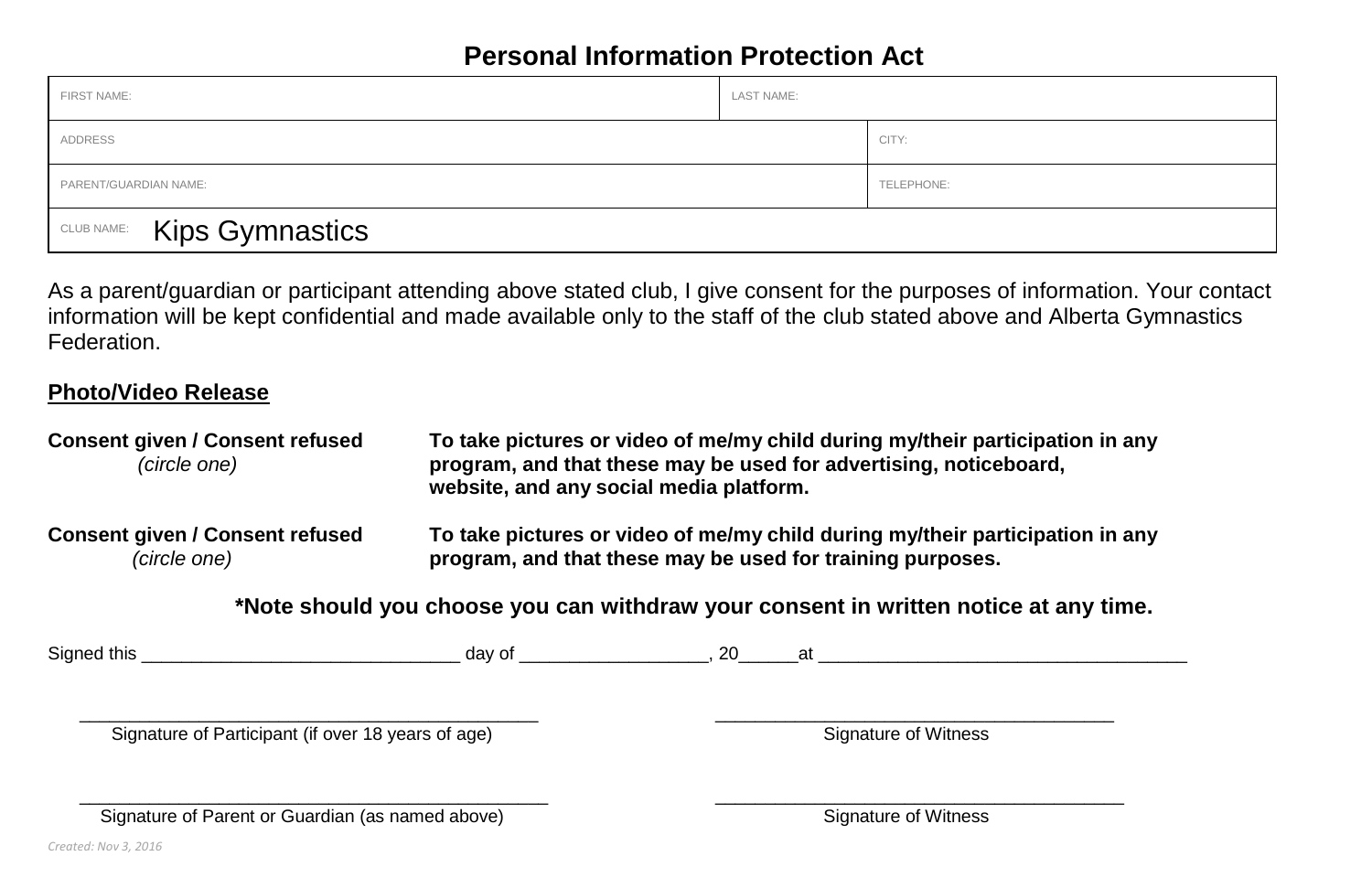# Personal Information Protection Act

| | | |
|---|---|---|
| FIRST NAME: | LAST NAME: | |
| ADDRESS | | CITY: |
| PARENT/GUARDIAN NAME: | | TELEPHONE: |
| CLUB NAME: Kips Gymnastics | | |

As a parent/guardian or participant attending above stated club, I give consent for the purposes of information. Your contact information will be kept confidential and made available only to the staff of the club stated above and Alberta Gymnastics Federation.

**Photo/Video Release**

**Consent given / Consent refused** *(circle one)* — **To take pictures or video of me/my child during my/their participation in any program, and that these may be used for advertising, noticeboard, website, and any social media platform.**

**Consent given / Consent refused** *(circle one)* — **To take pictures or video of me/my child during my/their participation in any program, and that these may be used for training purposes.**

**\*Note should you choose you can withdraw your consent in written notice at any time.**

Signed this _______________________________ day of __________________, 20______at ___________________________________

_____________________________________________
Signature of Participant (if over 18 years of age)

_______________________________________
Signature of Witness

______________________________________________
Signature of Parent or Guardian (as named above)

________________________________________
Signature of Witness

*Created: Nov 3, 2016*